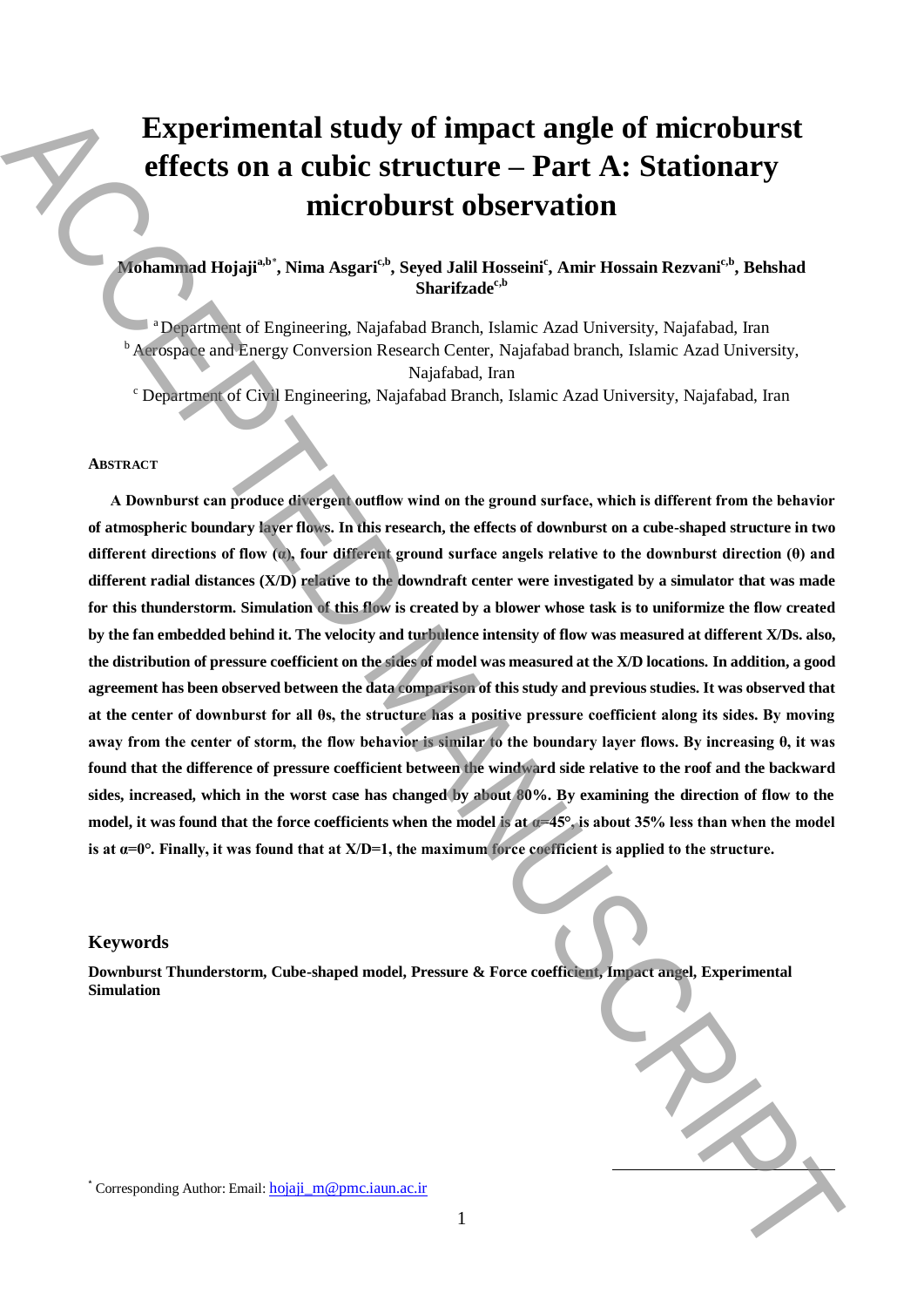# Experimental study of impact angle of microburst effects on a cubic structure – Part A: Stationary microburst observation

**Mohammad Hojaji[a,b*], Nima Asgari[c,b], Seyed Jalil Hosseini[c], Amir Hossain Rezvani[c,b], Behshad Sharifzade[c,b]**

[a] Department of Engineering, Najafabad Branch, Islamic Azad University, Najafabad, Iran
[b] Aerospace and Energy Conversion Research Center, Najafabad branch, Islamic Azad University, Najafabad, Iran
[c] Department of Civil Engineering, Najafabad Branch, Islamic Azad University, Najafabad, Iran

## ABSTRACT

**A Downburst can produce divergent outflow wind on the ground surface, which is different from the behavior of atmospheric boundary layer flows. In this research, the effects of downburst on a cube-shaped structure in two different directions of flow (α), four different ground surface angels relative to the downburst direction (θ) and different radial distances (X/D) relative to the downdraft center were investigated by a simulator that was made for this thunderstorm. Simulation of this flow is created by a blower whose task is to uniformize the flow created by the fan embedded behind it. The velocity and turbulence intensity of flow was measured at different X/Ds. also, the distribution of pressure coefficient on the sides of model was measured at the X/D locations. In addition, a good agreement has been observed between the data comparison of this study and previous studies. It was observed that at the center of downburst for all θs, the structure has a positive pressure coefficient along its sides. By moving away from the center of storm, the flow behavior is similar to the boundary layer flows. By increasing θ, it was found that the difference of pressure coefficient between the windward side relative to the roof and the backward sides, increased, which in the worst case has changed by about 80%. By examining the direction of flow to the model, it was found that the force coefficients when the model is at α=45°, is about 35% less than when the model is at α=0°. Finally, it was found that at X/D=1, the maximum force coefficient is applied to the structure.**

## Keywords

**Downburst Thunderstorm, Cube-shaped model, Pressure & Force coefficient, Impact angel, Experimental Simulation**

* Corresponding Author: Email: hojaji_m@pmc.iaun.ac.ir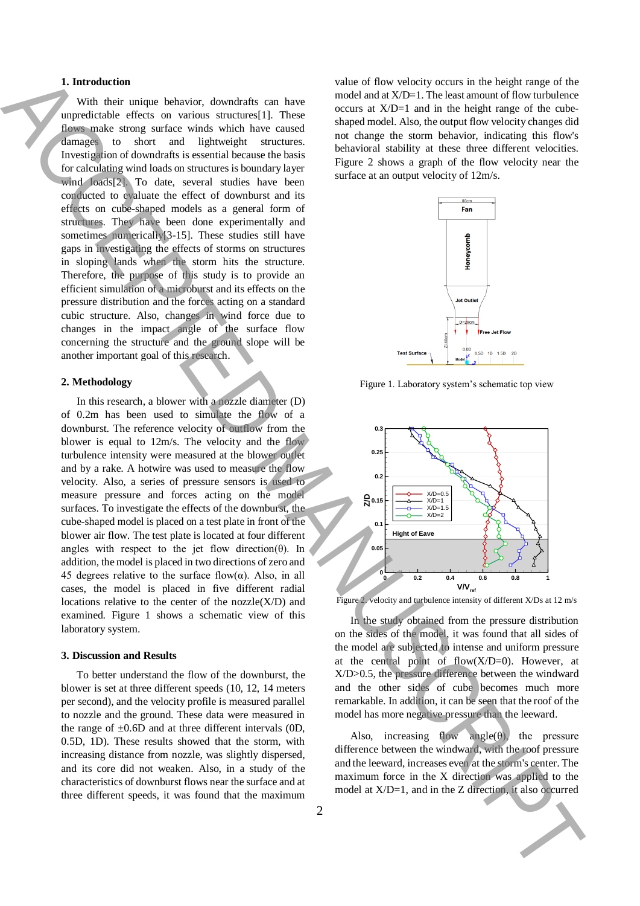## 1. Introduction

With their unique behavior, downdrafts can have unpredictable effects on various structures[1]. These flows make strong surface winds which have caused damages to short and lightweight structures. Investigation of downdrafts is essential because the basis for calculating wind loads on structures is boundary layer wind loads[2]. To date, several studies have been conducted to evaluate the effect of downburst and its effects on cube-shaped models as a general form of structures. They have been done experimentally and sometimes numerically[3-15]. These studies still have gaps in investigating the effects of storms on structures in sloping lands when the storm hits the structure. Therefore, the purpose of this study is to provide an efficient simulation of a microburst and its effects on the pressure distribution and the forces acting on a standard cubic structure. Also, changes in wind force due to changes in the impact angle of the surface flow concerning the structure and the ground slope will be another important goal of this research.

## 2. Methodology

In this research, a blower with a nozzle diameter (D) of 0.2m has been used to simulate the flow of a downburst. The reference velocity of outflow from the blower is equal to 12m/s. The velocity and the flow turbulence intensity were measured at the blower outlet and by a rake. A hotwire was used to measure the flow velocity. Also, a series of pressure sensors is used to measure pressure and forces acting on the model surfaces. To investigate the effects of the downburst, the cube-shaped model is placed on a test plate in front of the blower air flow. The test plate is located at four different angles with respect to the jet flow direction(θ). In addition, the model is placed in two directions of zero and 45 degrees relative to the surface flow(α). Also, in all cases, the model is placed in five different radial locations relative to the center of the nozzle(X/D) and examined. Figure 1 shows a schematic view of this laboratory system.

## 3. Discussion and Results

To better understand the flow of the downburst, the blower is set at three different speeds (10, 12, 14 meters per second), and the velocity profile is measured parallel to nozzle and the ground. These data were measured in the range of ±0.6D and at three different intervals (0D, 0.5D, 1D). These results showed that the storm, with increasing distance from nozzle, was slightly dispersed, and its core did not weaken. Also, in a study of the characteristics of downburst flows near the surface and at three different speeds, it was found that the maximum value of flow velocity occurs in the height range of the model and at X/D=1. The least amount of flow turbulence occurs at X/D=1 and in the height range of the cube-shaped model. Also, the output flow velocity changes did not change the storm behavior, indicating this flow's behavioral stability at these three different velocities. Figure 2 shows a graph of the flow velocity near the surface at an output velocity of 12m/s.

Figure 1. Laboratory system's schematic top view

Figure 2. velocity and turbulence intensity of different X/Ds at 12 m/s

In the study obtained from the pressure distribution on the sides of the model, it was found that all sides of the model are subjected to intense and uniform pressure at the central point of flow(X/D=0). However, at X/D>0.5, the pressure difference between the windward and the other sides of cube becomes much more remarkable. In addition, it can be seen that the roof of the model has more negative pressure than the leeward.

Also, increasing flow angle(θ), the pressure difference between the windward, with the roof pressure and the leeward, increases even at the storm's center. The maximum force in the X direction was applied to the model at X/D=1, and in the Z direction, it also occurred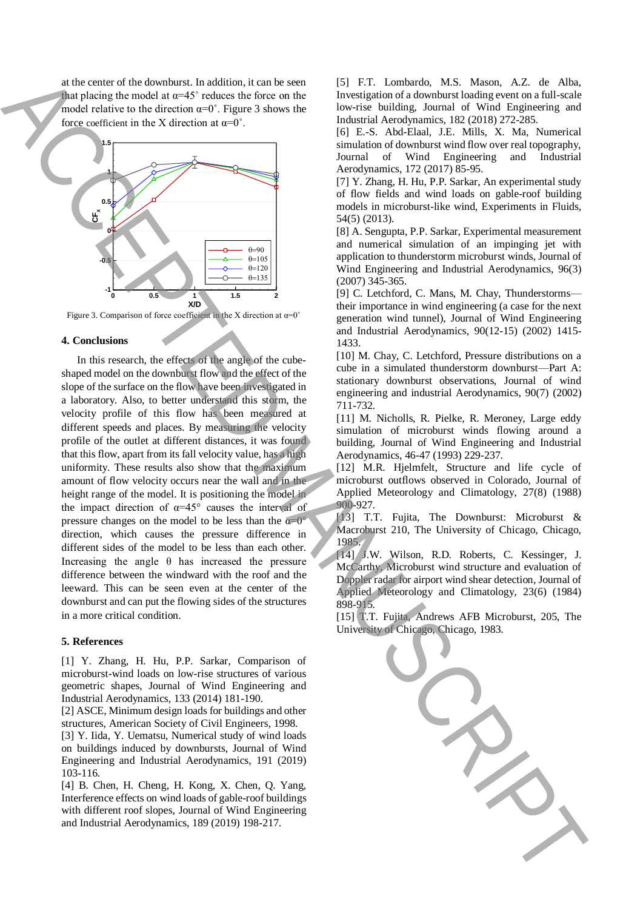at the center of the downburst. In addition, it can be seen that placing the model at α=45˚ reduces the force on the model relative to the direction α=0˚. Figure 3 shows the force coefficient in the X direction at α=0˚.

1.5
1
0.5
$CF_x$
0
-0.5
-1
0
0.5
1
1.5
2
X/D
θ=90
θ=105
θ=120
θ=135

Figure 3. Comparison of force coefficient in the X direction at α=0˚

## 4. Conclusions

In this research, the effects of the angle of the cube-shaped model on the downburst flow and the effect of the slope of the surface on the flow have been investigated in a laboratory. Also, to better understand this storm, the velocity profile of this flow has been measured at different speeds and places. By measuring the velocity profile of the outlet at different distances, it was found that this flow, apart from its fall velocity value, has a high uniformity. These results also show that the maximum amount of flow velocity occurs near the wall and in the height range of the model. It is positioning the model in the impact direction of α=45° causes the interval of pressure changes on the model to be less than the α=0° direction, which causes the pressure difference in different sides of the model to be less than each other. Increasing the angle θ has increased the pressure difference between the windward with the roof and the leeward. This can be seen even at the center of the downburst and can put the flowing sides of the structures in a more critical condition.

## 5. References

[1] Y. Zhang, H. Hu, P.P. Sarkar, Comparison of microburst-wind loads on low-rise structures of various geometric shapes, Journal of Wind Engineering and Industrial Aerodynamics, 133 (2014) 181-190.

[2] ASCE, Minimum design loads for buildings and other structures, American Society of Civil Engineers, 1998.

[3] Y. Iida, Y. Uematsu, Numerical study of wind loads on buildings induced by downbursts, Journal of Wind Engineering and Industrial Aerodynamics, 191 (2019) 103-116.

[4] B. Chen, H. Cheng, H. Kong, X. Chen, Q. Yang, Interference effects on wind loads of gable-roof buildings with different roof slopes, Journal of Wind Engineering and Industrial Aerodynamics, 189 (2019) 198-217.

[5] F.T. Lombardo, M.S. Mason, A.Z. de Alba, Investigation of a downburst loading event on a full-scale low-rise building, Journal of Wind Engineering and Industrial Aerodynamics, 182 (2018) 272-285.

[6] E.-S. Abd-Elaal, J.E. Mills, X. Ma, Numerical simulation of downburst wind flow over real topography, Journal of Wind Engineering and Industrial Aerodynamics, 172 (2017) 85-95.

[7] Y. Zhang, H. Hu, P.P. Sarkar, An experimental study of flow fields and wind loads on gable-roof building models in microburst-like wind, Experiments in Fluids, 54(5) (2013).

[8] A. Sengupta, P.P. Sarkar, Experimental measurement and numerical simulation of an impinging jet with application to thunderstorm microburst winds, Journal of Wind Engineering and Industrial Aerodynamics, 96(3) (2007) 345-365.

[9] C. Letchford, C. Mans, M. Chay, Thunderstorms—their importance in wind engineering (a case for the next generation wind tunnel), Journal of Wind Engineering and Industrial Aerodynamics, 90(12-15) (2002) 1415-1433.

[10] M. Chay, C. Letchford, Pressure distributions on a cube in a simulated thunderstorm downburst—Part A: stationary downburst observations, Journal of wind engineering and industrial Aerodynamics, 90(7) (2002) 711-732.

[11] M. Nicholls, R. Pielke, R. Meroney, Large eddy simulation of microburst winds flowing around a building, Journal of Wind Engineering and Industrial Aerodynamics, 46-47 (1993) 229-237.

[12] M.R. Hjelmfelt, Structure and life cycle of microburst outflows observed in Colorado, Journal of Applied Meteorology and Climatology, 27(8) (1988) 900-927.

[13] T.T. Fujita, The Downburst: Microburst & Macroburst 210, The University of Chicago, Chicago, 1985.

[14] J.W. Wilson, R.D. Roberts, C. Kessinger, J. McCarthy, Microburst wind structure and evaluation of Doppler radar for airport wind shear detection, Journal of Applied Meteorology and Climatology, 23(6) (1984) 898-915.

[15] T.T. Fujita, Andrews AFB Microburst, 205, The University of Chicago, Chicago, 1983.